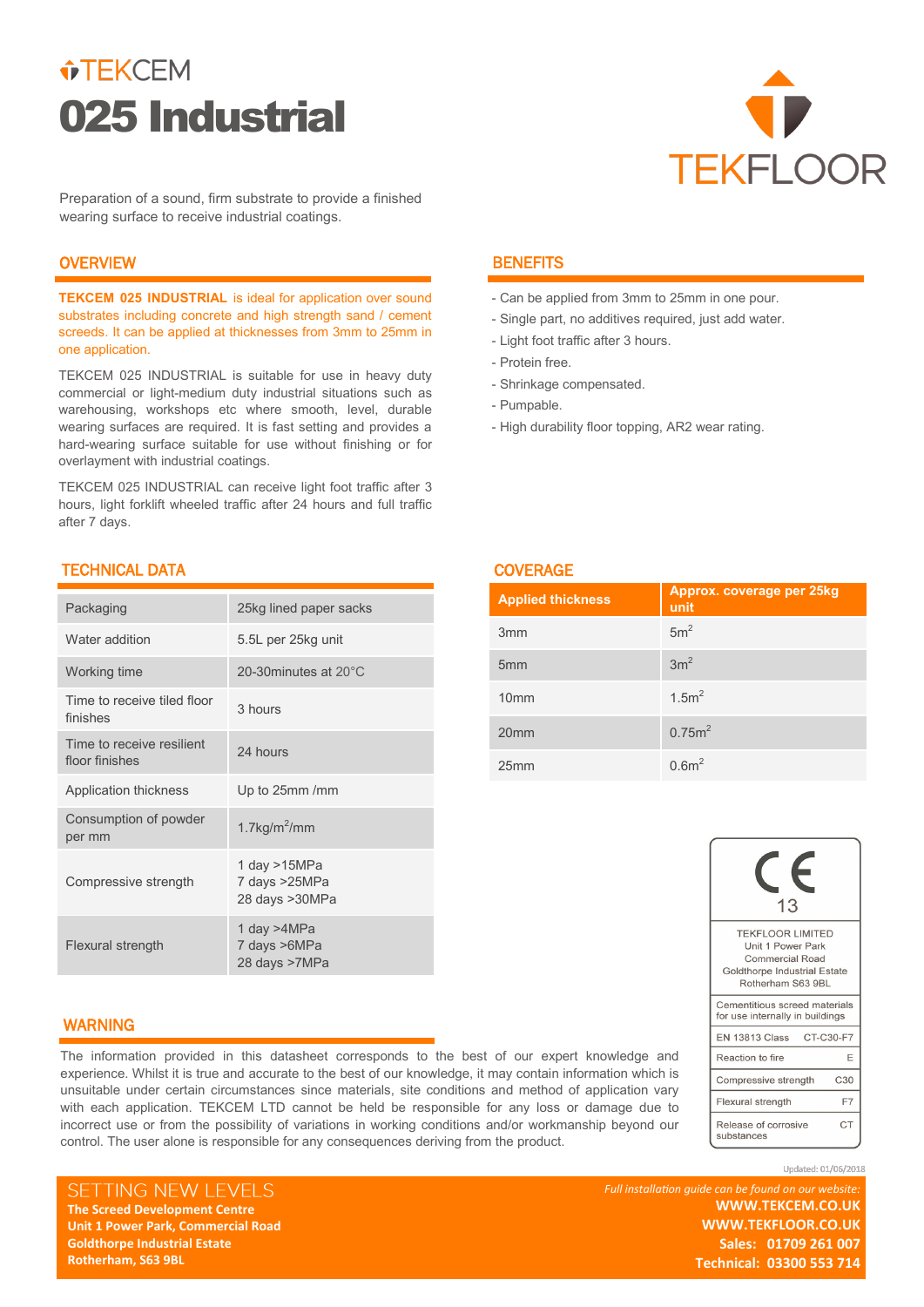TEKCEM

# 025 Industrial

TEKFLOOR

Preparation of a sound, firm substrate to provide a finished wearing surface to receive industrial coatings.

## OVERVIEW

**TEKCEM 025 INDUSTRIAL** is ideal for application over sound substrates including concrete and high strength sand / cement screeds. It can be applied at thicknesses from 3mm to 25mm in one application.

TEKCEM 025 INDUSTRIAL is suitable for use in heavy duty commercial or light-medium duty industrial situations such as warehousing, workshops etc where smooth, level, durable wearing surfaces are required. It is fast setting and provides a hard-wearing surface suitable for use without finishing or for overlayment with industrial coatings.

TEKCEM 025 INDUSTRIAL can receive light foot traffic after 3 hours, light forklift wheeled traffic after 24 hours and full traffic after 7 days.

## BENEFITS

- Can be applied from 3mm to 25mm in one pour.
- Single part, no additives required, just add water.
- Light foot traffic after 3 hours.
- Protein free.
- Shrinkage compensated.
- Pumpable.
- High durability floor topping, AR2 wear rating.

## TECHNICAL DATA

| | |
|---|---|
| Packaging | 25kg lined paper sacks |
| Water addition | 5.5L per 25kg unit |
| Working time | 20-30minutes at 20°C |
| Time to receive tiled floor finishes | 3 hours |
| Time to receive resilient floor finishes | 24 hours |
| Application thickness | Up to 25mm /mm |
| Consumption of powder per mm | 1.7kg/m$^2$/mm |
| Compressive strength | 1 day >15MPa<br>7 days >25MPa<br>28 days >30MPa |
| Flexural strength | 1 day >4MPa<br>7 days >6MPa<br>28 days >7MPa |

## COVERAGE

| Applied thickness | Approx. coverage per 25kg unit |
|---|---|
| 3mm | 5m$^2$ |
| 5mm | 3m$^2$ |
| 10mm | 1.5m$^2$ |
| 20mm | 0.75m$^2$ |
| 25mm | 0.6m$^2$ |

CE 13

TEKFLOOR LIMITED
Unit 1 Power Park
Commercial Road
Goldthorpe Industrial Estate
Rotherham S63 9BL

Cementitious screed materials for use internally in buildings

| | |
|---|---|
| EN 13813 Class | CT-C30-F7 |
| Reaction to fire | E |
| Compressive strength | C30 |
| Flexural strength | F7 |
| Release of corrosive substances | CT |

## WARNING

The information provided in this datasheet corresponds to the best of our expert knowledge and experience. Whilst it is true and accurate to the best of our knowledge, it may contain information which is unsuitable under certain circumstances since materials, site conditions and method of application vary with each application. TEKCEM LTD cannot be held be responsible for any loss or damage due to incorrect use or from the possibility of variations in working conditions and/or workmanship beyond our control. The user alone is responsible for any consequences deriving from the product.

Updated: 01/05/2018

SETTING NEW LEVELS
**The Screed Development Centre**
**Unit 1 Power Park, Commercial Road**
**Goldthorpe Industrial Estate**
**Rotherham, S63 9BL**

*Full installation guide can be found on our website:*
**WWW.TEKCEM.CO.UK**
**WWW.TEKFLOOR.CO.UK**
**Sales: 01709 261 007**
**Technical: 03300 553 714**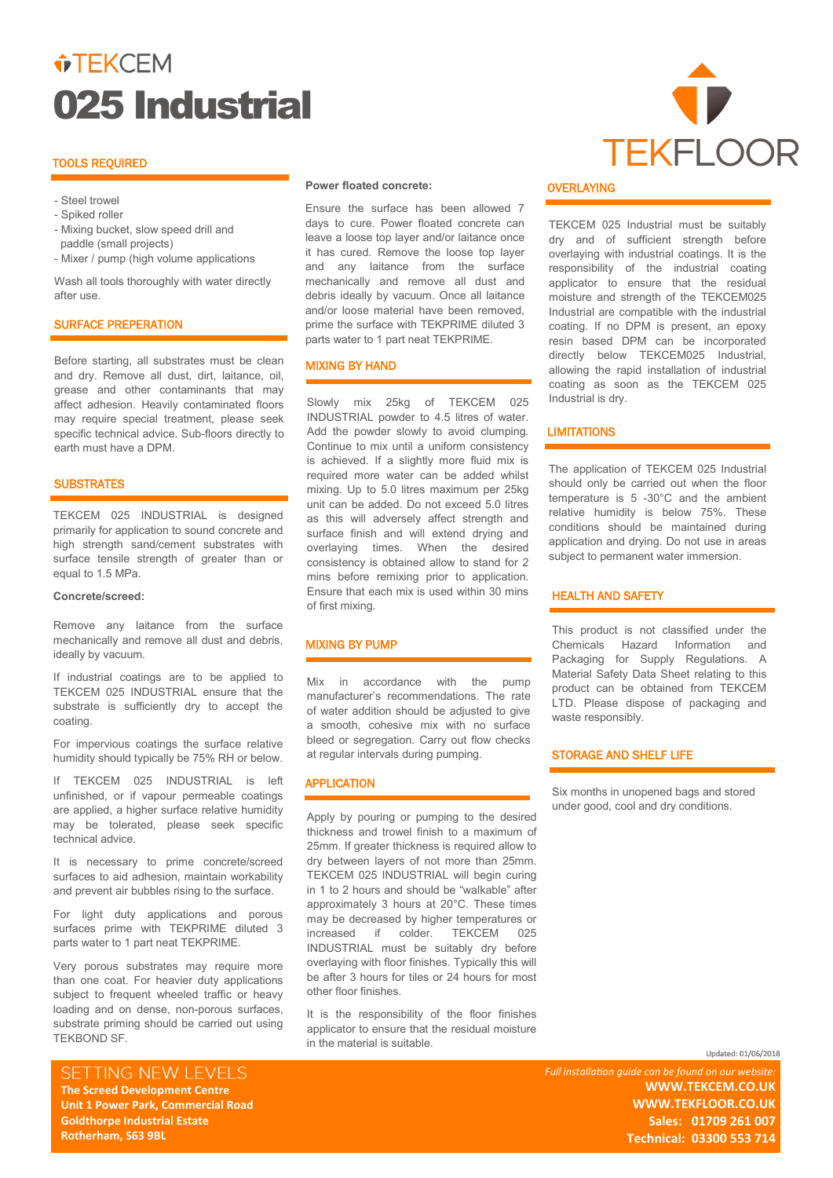TEKCEM

# 025 Industrial

TEKFLOOR

## TOOLS REQUIRED

- Steel trowel
- Spiked roller
- Mixing bucket, slow speed drill and paddle (small projects)
- Mixer / pump (high volume applications)

Wash all tools thoroughly with water directly after use.

## SURFACE PREPERATION

Before starting, all substrates must be clean and dry. Remove all dust, dirt, laitance, oil, grease and other contaminants that may affect adhesion. Heavily contaminated floors may require special treatment, please seek specific technical advice. Sub-floors directly to earth must have a DPM.

## SUBSTRATES

TEKCEM 025 INDUSTRIAL is designed primarily for application to sound concrete and high strength sand/cement substrates with surface tensile strength of greater than or equal to 1.5 MPa.

**Concrete/screed:**

Remove any laitance from the surface mechanically and remove all dust and debris, ideally by vacuum.

If industrial coatings are to be applied to TEKCEM 025 INDUSTRIAL ensure that the substrate is sufficiently dry to accept the coating.

For impervious coatings the surface relative humidity should typically be 75% RH or below.

If TEKCEM 025 INDUSTRIAL is left unfinished, or if vapour permeable coatings are applied, a higher surface relative humidity may be tolerated, please seek specific technical advice.

It is necessary to prime concrete/screed surfaces to aid adhesion, maintain workability and prevent air bubbles rising to the surface.

For light duty applications and porous surfaces prime with TEKPRIME diluted 3 parts water to 1 part neat TEKPRIME.

Very porous substrates may require more than one coat. For heavier duty applications subject to frequent wheeled traffic or heavy loading and on dense, non-porous surfaces, substrate priming should be carried out using TEKBOND SF.

**Power floated concrete:**

Ensure the surface has been allowed 7 days to cure. Power floated concrete can leave a loose top layer and/or laitance once it has cured. Remove the loose top layer and any laitance from the surface mechanically and remove all dust and debris ideally by vacuum. Once all laitance and/or loose material have been removed, prime the surface with TEKPRIME diluted 3 parts water to 1 part neat TEKPRIME.

## MIXING BY HAND

Slowly mix 25kg of TEKCEM 025 INDUSTRIAL powder to 4.5 litres of water. Add the powder slowly to avoid clumping. Continue to mix until a uniform consistency is achieved. If a slightly more fluid mix is required more water can be added whilst mixing. Up to 5.0 litres maximum per 25kg unit can be added. Do not exceed 5.0 litres as this will adversely affect strength and surface finish and will extend drying and overlaying times. When the desired consistency is obtained allow to stand for 2 mins before remixing prior to application. Ensure that each mix is used within 30 mins of first mixing.

## MIXING BY PUMP

Mix in accordance with the pump manufacturer's recommendations. The rate of water addition should be adjusted to give a smooth, cohesive mix with no surface bleed or segregation. Carry out flow checks at regular intervals during pumping.

## APPLICATION

Apply by pouring or pumping to the desired thickness and trowel finish to a maximum of 25mm. If greater thickness is required allow to dry between layers of not more than 25mm. TEKCEM 025 INDUSTRIAL will begin curing in 1 to 2 hours and should be "walkable" after approximately 3 hours at 20°C. These times may be decreased by higher temperatures or increased if colder. TEKCEM 025 INDUSTRIAL must be suitably dry before overlaying with floor finishes. Typically this will be after 3 hours for tiles or 24 hours for most other floor finishes.

It is the responsibility of the floor finishes applicator to ensure that the residual moisture in the material is suitable.

## OVERLAYING

TEKCEM 025 Industrial must be suitably dry and of sufficient strength before overlaying with industrial coatings. It is the responsibility of the industrial coating applicator to ensure that the residual moisture and strength of the TEKCEM025 Industrial are compatible with the industrial coating. If no DPM is present, an epoxy resin based DPM can be incorporated directly below TEKCEM025 Industrial, allowing the rapid installation of industrial coating as soon as the TEKCEM 025 Industrial is dry.

## LIMITATIONS

The application of TEKCEM 025 Industrial should only be carried out when the floor temperature is 5 -30°C and the ambient relative humidity is below 75%. These conditions should be maintained during application and drying. Do not use in areas subject to permanent water immersion.

## HEALTH AND SAFETY

This product is not classified under the Chemicals Hazard Information and Packaging for Supply Regulations. A Material Safety Data Sheet relating to this product can be obtained from TEKCEM LTD. Please dispose of packaging and waste responsibly.

## STORAGE AND SHELF LIFE

Six months in unopened bags and stored under good, cool and dry conditions.

Updated: 01/06/2018

SETTING NEW LEVELS

**The Screed Development Centre**
**Unit 1 Power Park, Commercial Road**
**Goldthorpe Industrial Estate**
**Rotherham, S63 9BL**

*Full installation guide can be found on our website:*
**WWW.TEKCEM.CO.UK**
**WWW.TEKFLOOR.CO.UK**
**Sales: 01709 261 007**
**Technical: 03300 553 714**